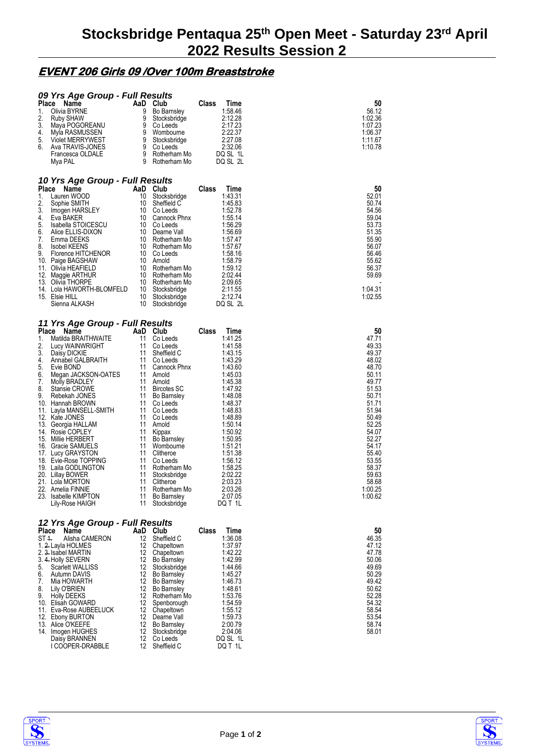# Stocksbridge Pentaqua 25th Open Meet - Saturday 23rd April 2022 Results Session 2

## EVENT 206 Girls 09 /Over 100m Breaststroke

### 09 Yrs Age Group - Full Results

| Place | Name | AaD | Club | Class | Time | 50 |
|---|---|---|---|---|---|---|
| 1. | Olivia BYRNE | 9 | Bo Barnsley | | 1:58.46 | 56.12 |
| 2. | Ruby SHAW | 9 | Stocksbridge | | 2:12.28 | 1:02.36 |
| 3. | Maya POGOREANU | 9 | Co Leeds | | 2:17.23 | 1:07.23 |
| 4. | Myla RASMUSSEN | 9 | Wombourne | | 2:22.37 | 1:06.37 |
| 5. | Violet MERRYWEST | 9 | Stocksbridge | | 2:27.08 | 1:11.67 |
| 6. | Ava TRAVIS-JONES | 9 | Co Leeds | | 2:32.06 | 1:10.78 |
| | Francesca OLDALE | 9 | Rotherham Mo | | DQ SL 1L | |
| | Mya PAL | 9 | Rotherham Mo | | DQ SL 2L | |

### 10 Yrs Age Group - Full Results

| Place | Name | AaD | Club | Class | Time | 50 |
|---|---|---|---|---|---|---|
| 1. | Lauren WOOD | 10 | Stocksbridge | | 1:43.31 | 52.01 |
| 2. | Sophie SMITH | 10 | Sheffield C | | 1:45.83 | 50.74 |
| 3. | Imogen HARSLEY | 10 | Co Leeds | | 1:52.78 | 54.56 |
| 4. | Eva BAKER | 10 | Cannock Phnx | | 1:55.14 | 59.04 |
| 5. | Isabella STOICESCU | 10 | Co Leeds | | 1:56.29 | 53.73 |
| 6. | Alice ELLIS-DIXON | 10 | Dearne Vall | | 1:56.69 | 51.35 |
| 7. | Emma DEEKS | 10 | Rotherham Mo | | 1:57.47 | 55.90 |
| 8. | Isobel KEENS | 10 | Rotherham Mo | | 1:57.67 | 56.07 |
| 9. | Florence HITCHENOR | 10 | Co Leeds | | 1:58.16 | 56.46 |
| 10. | Paige BAGSHAW | 10 | Arnold | | 1:58.79 | 55.62 |
| 11. | Olivia HEAFIELD | 10 | Rotherham Mo | | 1:59.12 | 56.37 |
| 12. | Maggie ARTHUR | 10 | Rotherham Mo | | 2:02.44 | 59.69 |
| 13. | Olivia THORPE | 10 | Rotherham Mo | | 2:09.65 | - |
| 14. | Lola HAWORTH-BLOMFELD | 10 | Stocksbridge | | 2:11.55 | 1:04.31 |
| 15. | Elsie HILL | 10 | Stocksbridge | | 2:12.74 | 1:02.55 |
| | Sienna ALKASH | 10 | Stocksbridge | | DQ SL 2L | |

### 11 Yrs Age Group - Full Results

| Place | Name | AaD | Club | Class | Time | 50 |
|---|---|---|---|---|---|---|
| 1. | Matilda BRAITHWAITE | 11 | Co Leeds | | 1:41.25 | 47.71 |
| 2. | Lucy WAINWRIGHT | 11 | Co Leeds | | 1:41.58 | 49.33 |
| 3. | Daisy DICKIE | 11 | Sheffield C | | 1:43.15 | 49.37 |
| 4. | Annabel GALBRAITH | 11 | Co Leeds | | 1:43.29 | 48.02 |
| 5. | Evie BOND | 11 | Cannock Phnx | | 1:43.60 | 48.70 |
| 6. | Megan JACKSON-OATES | 11 | Arnold | | 1:45.03 | 50.11 |
| 7. | Molly BRADLEY | 11 | Arnold | | 1:45.38 | 49.77 |
| 8. | Stansie CROWE | 11 | Bircotes SC | | 1:47.92 | 51.53 |
| 9. | Rebekah JONES | 11 | Bo Barnsley | | 1:48.08 | 50.71 |
| 10. | Hannah BROWN | 11 | Co Leeds | | 1:48.37 | 51.71 |
| 11. | Layla MANSELL-SMITH | 11 | Co Leeds | | 1:48.83 | 51.94 |
| 12. | Kate JONES | 11 | Co Leeds | | 1:48.89 | 50.49 |
| 13. | Georgia HALLAM | 11 | Arnold | | 1:50.14 | 52.25 |
| 14. | Rosie COPLEY | 11 | Kippax | | 1:50.92 | 54.07 |
| 15. | Millie HERBERT | 11 | Bo Barnsley | | 1:50.95 | 52.27 |
| 16. | Gracie SAMUELS | 11 | Wombourne | | 1:51.21 | 54.17 |
| 17. | Lucy GRAYSTON | 11 | Clitheroe | | 1:51.38 | 55.40 |
| 18. | Evie-Rose TOPPING | 11 | Co Leeds | | 1:56.12 | 53.55 |
| 19. | Laila GODLINGTON | 11 | Rotherham Mo | | 1:58.25 | 58.37 |
| 20. | Lillay BOWER | 11 | Stocksbridge | | 2:02.22 | 59.63 |
| 21. | Lola MORTON | 11 | Clitheroe | | 2:03.23 | 58.68 |
| 22. | Amelia FINNIE | 11 | Rotherham Mo | | 2:03.26 | 1:00.25 |
| 23. | Isabelle KIMPTON | 11 | Bo Barnsley | | 2:07.05 | 1:00.62 |
| | Lily-Rose HAIGH | 11 | Stocksbridge | | DQ T 1L | |

### 12 Yrs Age Group - Full Results

| Place | Name | AaD | Club | Class | Time | 50 |
|---|---|---|---|---|---|---|
| ST ~~1.~~ | Alisha CAMERON | 12 | Sheffield C | | 1:36.08 | 46.35 |
| 1. ~~2.~~ | Layla HOLMES | 12 | Chapeltown | | 1:37.97 | 47.12 |
| 2. ~~3.~~ | Isabel MARTIN | 12 | Chapeltown | | 1:42.22 | 47.78 |
| 3. ~~4.~~ | Holly SEVERN | 12 | Bo Barnsley | | 1:42.99 | 50.06 |
| 5. | Scarlett WALLISS | 12 | Stocksbridge | | 1:44.66 | 49.69 |
| 6. | Autumn DAVIS | 12 | Bo Barnsley | | 1:45.27 | 50.29 |
| 7. | Mia HOWARTH | 12 | Bo Barnsley | | 1:46.73 | 49.42 |
| 8. | Lily O'BRIEN | 12 | Bo Barnsley | | 1:48.61 | 50.62 |
| 9. | Holly DEEKS | 12 | Rotherham Mo | | 1:53.76 | 52.28 |
| 10. | Elisah GOWARD | 12 | Spenborough | | 1:54.59 | 54.32 |
| 11. | Eva-Rose AUBEELUCK | 12 | Chapeltown | | 1:55.12 | 58.54 |
| 12. | Ebony BURTON | 12 | Dearne Vall | | 1:59.73 | 53.54 |
| 13. | Alice O'KEEFE | 12 | Bo Barnsley | | 2:00.79 | 58.74 |
| 14. | Imogen HUGHES | 12 | Stocksbridge | | 2:04.06 | 58.01 |
| | Daisy BRANNEN | 12 | Co Leeds | | DQ SL 1L | |
| | I COOPER-DRABBLE | 12 | Sheffield C | | DQ T 1L | |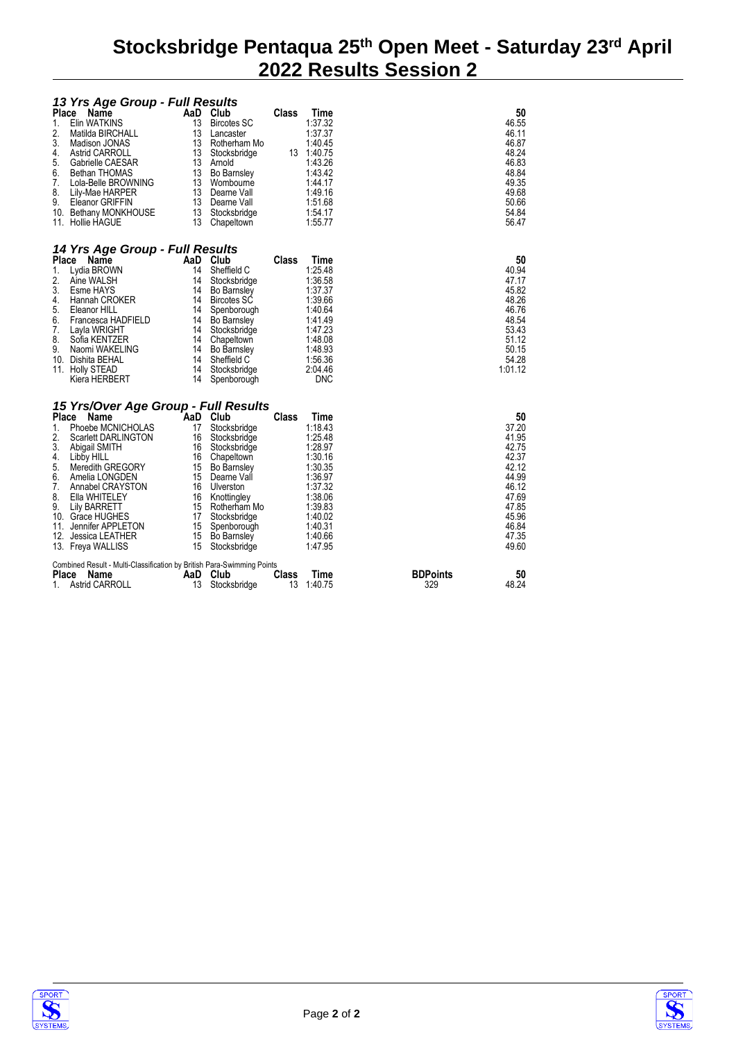# Stocksbridge Pentaqua 25th Open Meet - Saturday 23rd April 2022 Results Session 2

### *13 Yrs Age Group - Full Results*

| Place | Name | AaD | Club | Class | Time | | 50 |
|---|---|---|---|---|---|---|---|
| 1. | Elin WATKINS | 13 | Bircotes SC | | 1:37.32 | | 46.55 |
| 2. | Matilda BIRCHALL | 13 | Lancaster | | 1:37.37 | | 46.11 |
| 3. | Madison JONAS | 13 | Rotherham Mo | | 1:40.45 | | 46.87 |
| 4. | Astrid CARROLL | 13 | Stocksbridge | 13 | 1:40.75 | | 48.24 |
| 5. | Gabrielle CAESAR | 13 | Arnold | | 1:43.26 | | 46.83 |
| 6. | Bethan THOMAS | 13 | Bo Barnsley | | 1:43.42 | | 48.84 |
| 7. | Lola-Belle BROWNING | 13 | Wombourne | | 1:44.17 | | 49.35 |
| 8. | Lily-Mae HARPER | 13 | Dearne Vall | | 1:49.16 | | 49.68 |
| 9. | Eleanor GRIFFIN | 13 | Dearne Vall | | 1:51.68 | | 50.66 |
| 10. | Bethany MONKHOUSE | 13 | Stocksbridge | | 1:54.17 | | 54.84 |
| 11. | Hollie HAGUE | 13 | Chapeltown | | 1:55.77 | | 56.47 |

### *14 Yrs Age Group - Full Results*

| Place | Name | AaD | Club | Class | Time | | 50 |
|---|---|---|---|---|---|---|---|
| 1. | Lydia BROWN | 14 | Sheffield C | | 1:25.48 | | 40.94 |
| 2. | Aine WALSH | 14 | Stocksbridge | | 1:36.58 | | 47.17 |
| 3. | Esme HAYS | 14 | Bo Barnsley | | 1:37.37 | | 45.82 |
| 4. | Hannah CROKER | 14 | Bircotes SC | | 1:39.66 | | 48.26 |
| 5. | Eleanor HILL | 14 | Spenborough | | 1:40.64 | | 46.76 |
| 6. | Francesca HADFIELD | 14 | Bo Barnsley | | 1:41.49 | | 48.54 |
| 7. | Layla WRIGHT | 14 | Stocksbridge | | 1:47.23 | | 53.43 |
| 8. | Sofia KENTZER | 14 | Chapeltown | | 1:48.08 | | 51.12 |
| 9. | Naomi WAKELING | 14 | Bo Barnsley | | 1:48.93 | | 50.15 |
| 10. | Dishita BEHAL | 14 | Sheffield C | | 1:56.36 | | 54.28 |
| 11. | Holly STEAD | 14 | Stocksbridge | | 2:04.46 | | 1:01.12 |
| | Kiera HERBERT | 14 | Spenborough | | DNC | | |

### *15 Yrs/Over Age Group - Full Results*

| Place | Name | AaD | Club | Class | Time | | 50 |
|---|---|---|---|---|---|---|---|
| 1. | Phoebe MCNICHOLAS | 17 | Stocksbridge | | 1:18.43 | | 37.20 |
| 2. | Scarlett DARLINGTON | 16 | Stocksbridge | | 1:25.48 | | 41.95 |
| 3. | Abigail SMITH | 16 | Stocksbridge | | 1:28.97 | | 42.75 |
| 4. | Libby HILL | 16 | Chapeltown | | 1:30.16 | | 42.37 |
| 5. | Meredith GREGORY | 15 | Bo Barnsley | | 1:30.35 | | 42.12 |
| 6. | Amelia LONGDEN | 15 | Dearne Vall | | 1:36.97 | | 44.99 |
| 7. | Annabel CRAYSTON | 16 | Ulverston | | 1:37.32 | | 46.12 |
| 8. | Ella WHITELEY | 16 | Knottingley | | 1:38.06 | | 47.69 |
| 9. | Lily BARRETT | 15 | Rotherham Mo | | 1:39.83 | | 47.85 |
| 10. | Grace HUGHES | 17 | Stocksbridge | | 1:40.02 | | 45.96 |
| 11. | Jennifer APPLETON | 15 | Spenborough | | 1:40.31 | | 46.84 |
| 12. | Jessica LEATHER | 15 | Bo Barnsley | | 1:40.66 | | 47.35 |
| 13. | Freya WALLISS | 15 | Stocksbridge | | 1:47.95 | | 49.60 |

Combined Result - Multi-Classification by British Para-Swimming Points

| Place | Name | AaD | Club | Class | Time | BDPoints | 50 |
|---|---|---|---|---|---|---|---|
| 1. | Astrid CARROLL | 13 | Stocksbridge | 13 | 1:40.75 | 329 | 48.24 |